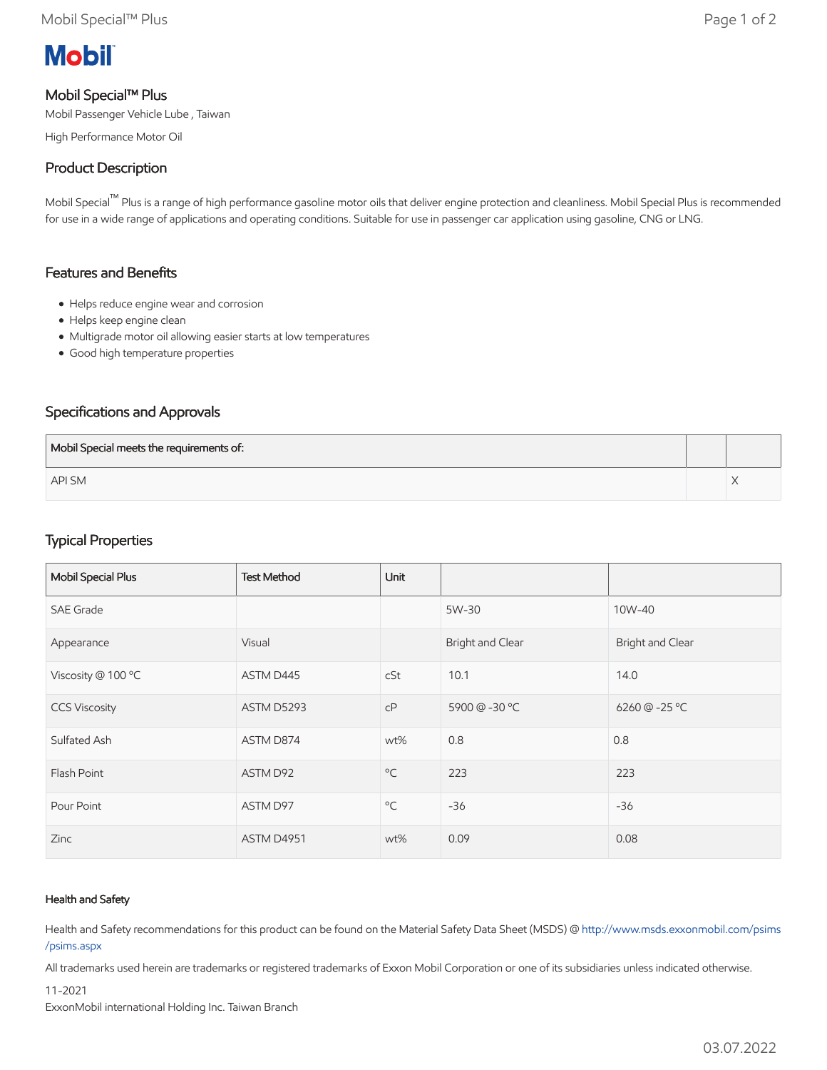# Mobil

## Mobil Special™ Plus

Mobil Passenger Vehicle Lube , Taiwan

High Performance Motor Oil

## Product Description

Mobil Special™ Plus is a range of high performance gasoline motor oils that deliver engine protection and cleanliness. Mobil Special Plus is recommended for use in a wide range of applications and operating conditions. Suitable for use in passenger car application using gasoline, CNG or LNG.

## Features and Benefits

- Helps reduce engine wear and corrosion
- Helps keep engine clean
- Multigrade motor oil allowing easier starts at low temperatures
- Good high temperature properties

## Specifications and Approvals

| Mobil Special meets the requirements of: | | |
|---|---|---|
| API SM | | X |

## Typical Properties

| Mobil Special Plus | Test Method | Unit | | |
|---|---|---|---|---|
| SAE Grade | | | 5W-30 | 10W-40 |
| Appearance | Visual | | Bright and Clear | Bright and Clear |
| Viscosity @ 100 ºC | ASTM D445 | cSt | 10.1 | 14.0 |
| CCS Viscosity | ASTM D5293 | cP | 5900 @ -30 ºC | 6260 @ -25 ºC |
| Sulfated Ash | ASTM D874 | wt% | 0.8 | 0.8 |
| Flash Point | ASTM D92 | ºC | 223 | 223 |
| Pour Point | ASTM D97 | ºC | -36 | -36 |
| Zinc | ASTM D4951 | wt% | 0.09 | 0.08 |

#### Health and Safety

Health and Safety recommendations for this product can be found on the Material Safety Data Sheet (MSDS) @ http://www.msds.exxonmobil.com/psims/psims.aspx

All trademarks used herein are trademarks or registered trademarks of Exxon Mobil Corporation or one of its subsidiaries unless indicated otherwise.

11-2021

ExxonMobil international Holding Inc. Taiwan Branch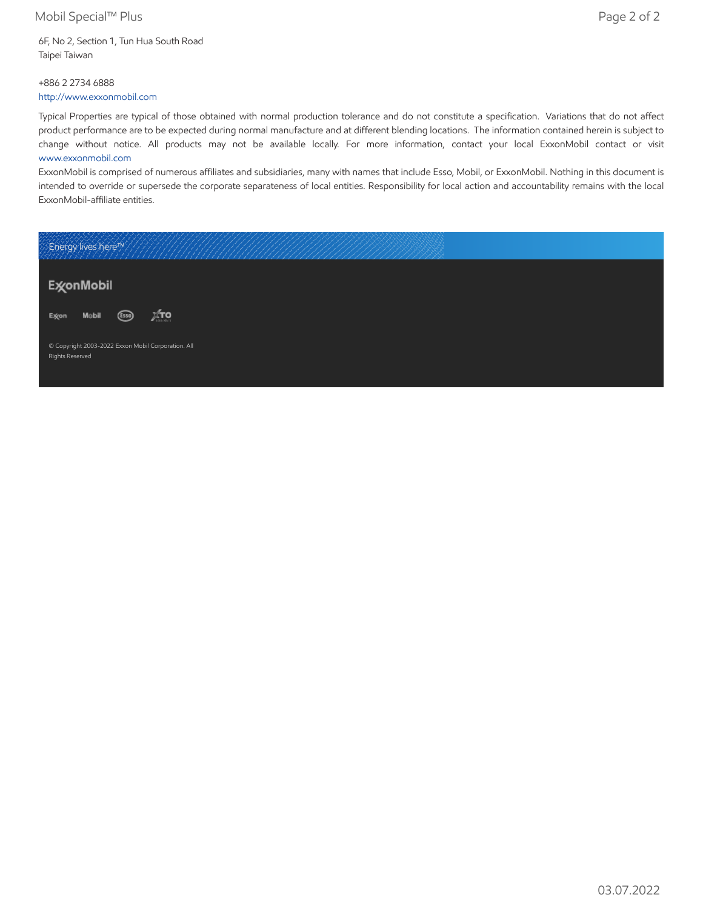6F, No 2, Section 1, Tun Hua South Road
Taipei Taiwan

+886 2 2734 6888
http://www.exxonmobil.com

Typical Properties are typical of those obtained with normal production tolerance and do not constitute a specification. Variations that do not affect product performance are to be expected during normal manufacture and at different blending locations. The information contained herein is subject to change without notice. All products may not be available locally. For more information, contact your local ExxonMobil contact or visit www.exxonmobil.com

ExxonMobil is comprised of numerous affiliates and subsidiaries, many with names that include Esso, Mobil, or ExxonMobil. Nothing in this document is intended to override or supersede the corporate separateness of local entities. Responsibility for local action and accountability remains with the local ExxonMobil-affiliate entities.

Energy lives here™

ExxonMobil

Exxon Mobil Esso XTO

© Copyright 2003-2022 Exxon Mobil Corporation. All Rights Reserved

03.07.2022